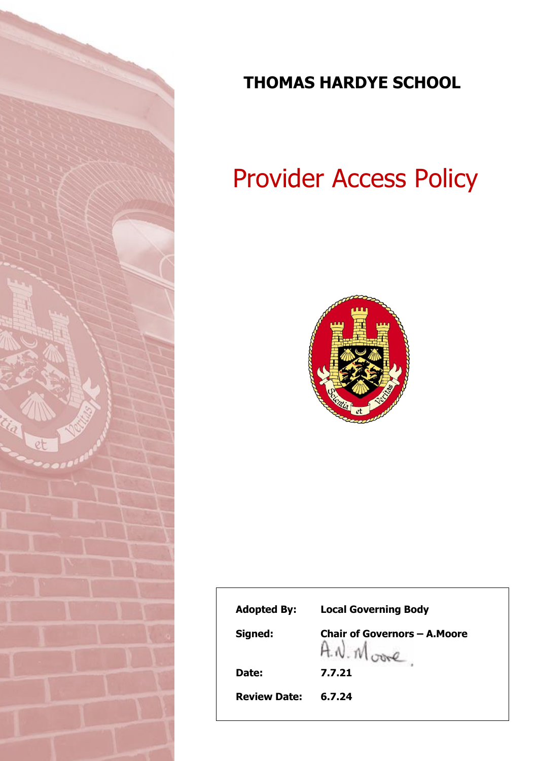# THOMAS HARDYE SCHOOL

# Provider Access Policy

| | |
|---|---|
| **Adopted By:** | **Local Governing Body** |
| **Signed:** | **Chair of Governors – A.Moore** |
| | A.N. Moore. |
| **Date:** | **7.7.21** |
| **Review Date:** | **6.7.24** |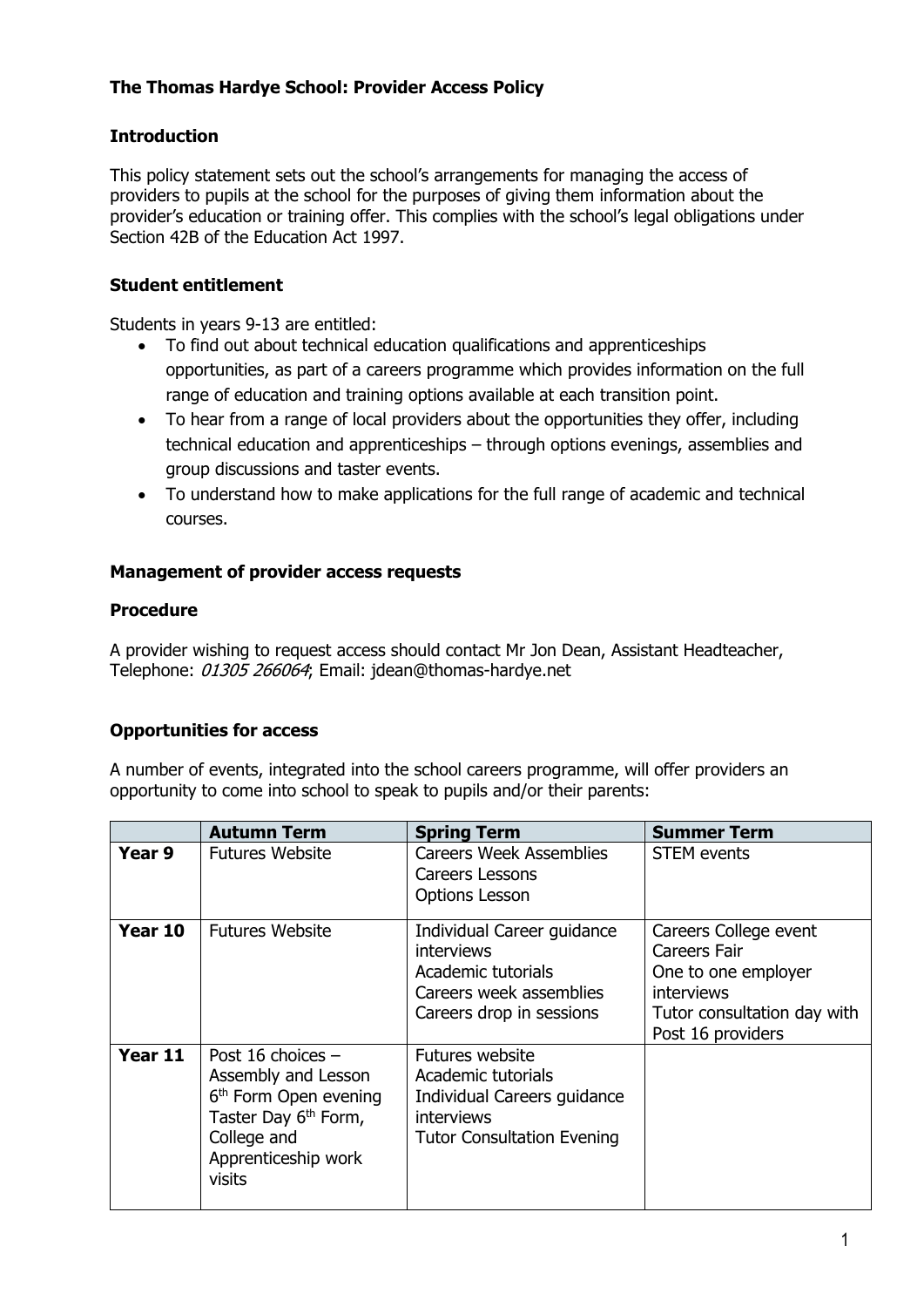# The Thomas Hardye School: Provider Access Policy

## Introduction

This policy statement sets out the school's arrangements for managing the access of providers to pupils at the school for the purposes of giving them information about the provider's education or training offer. This complies with the school's legal obligations under Section 42B of the Education Act 1997.

## Student entitlement

Students in years 9-13 are entitled:

- To find out about technical education qualifications and apprenticeships opportunities, as part of a careers programme which provides information on the full range of education and training options available at each transition point.
- To hear from a range of local providers about the opportunities they offer, including technical education and apprenticeships – through options evenings, assemblies and group discussions and taster events.
- To understand how to make applications for the full range of academic and technical courses.

## Management of provider access requests

### Procedure

A provider wishing to request access should contact Mr Jon Dean, Assistant Headteacher, Telephone: *01305 266064*; Email: jdean@thomas-hardye.net

### Opportunities for access

A number of events, integrated into the school careers programme, will offer providers an opportunity to come into school to speak to pupils and/or their parents:

| | Autumn Term | Spring Term | Summer Term |
|---|---|---|---|
| **Year 9** | Futures Website | Careers Week Assemblies<br>Careers Lessons<br>Options Lesson | STEM events |
| **Year 10** | Futures Website | Individual Career guidance interviews<br>Academic tutorials<br>Careers week assemblies<br>Careers drop in sessions | Careers College event<br>Careers Fair<br>One to one employer interviews<br>Tutor consultation day with Post 16 providers |
| **Year 11** | Post 16 choices – Assembly and Lesson<br>6th Form Open evening<br>Taster Day 6th Form, College and Apprenticeship work visits | Futures website<br>Academic tutorials<br>Individual Careers guidance interviews<br>Tutor Consultation Evening | |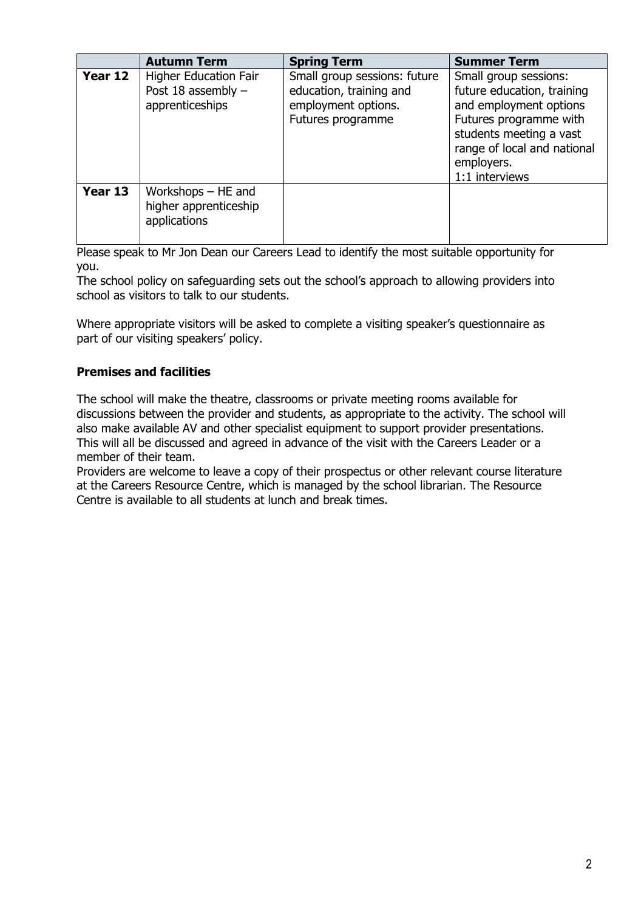| | Autumn Term | Spring Term | Summer Term |
|---|---|---|---|
| **Year 12** | Higher Education Fair<br>Post 18 assembly – apprenticeships | Small group sessions: future education, training and employment options.<br>Futures programme | Small group sessions: future education, training and employment options<br>Futures programme with students meeting a vast range of local and national employers.<br>1:1 interviews |
| **Year 13** | Workshops – HE and higher apprenticeship applications | | |

Please speak to Mr Jon Dean our Careers Lead to identify the most suitable opportunity for you.

The school policy on safeguarding sets out the school's approach to allowing providers into school as visitors to talk to our students.

Where appropriate visitors will be asked to complete a visiting speaker's questionnaire as part of our visiting speakers' policy.

**Premises and facilities**

The school will make the theatre, classrooms or private meeting rooms available for discussions between the provider and students, as appropriate to the activity. The school will also make available AV and other specialist equipment to support provider presentations. This will all be discussed and agreed in advance of the visit with the Careers Leader or a member of their team.

Providers are welcome to leave a copy of their prospectus or other relevant course literature at the Careers Resource Centre, which is managed by the school librarian. The Resource Centre is available to all students at lunch and break times.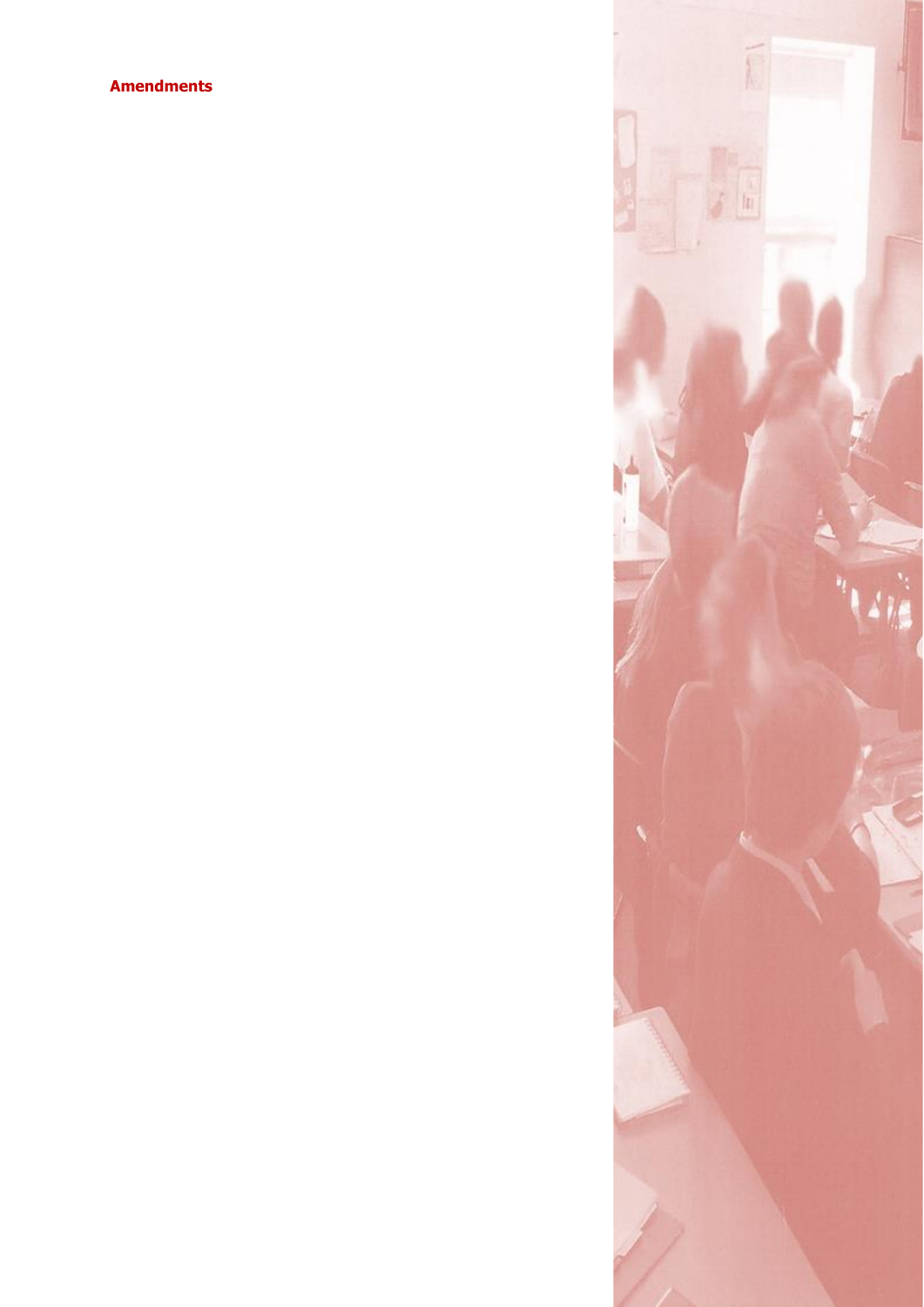**Amendments**